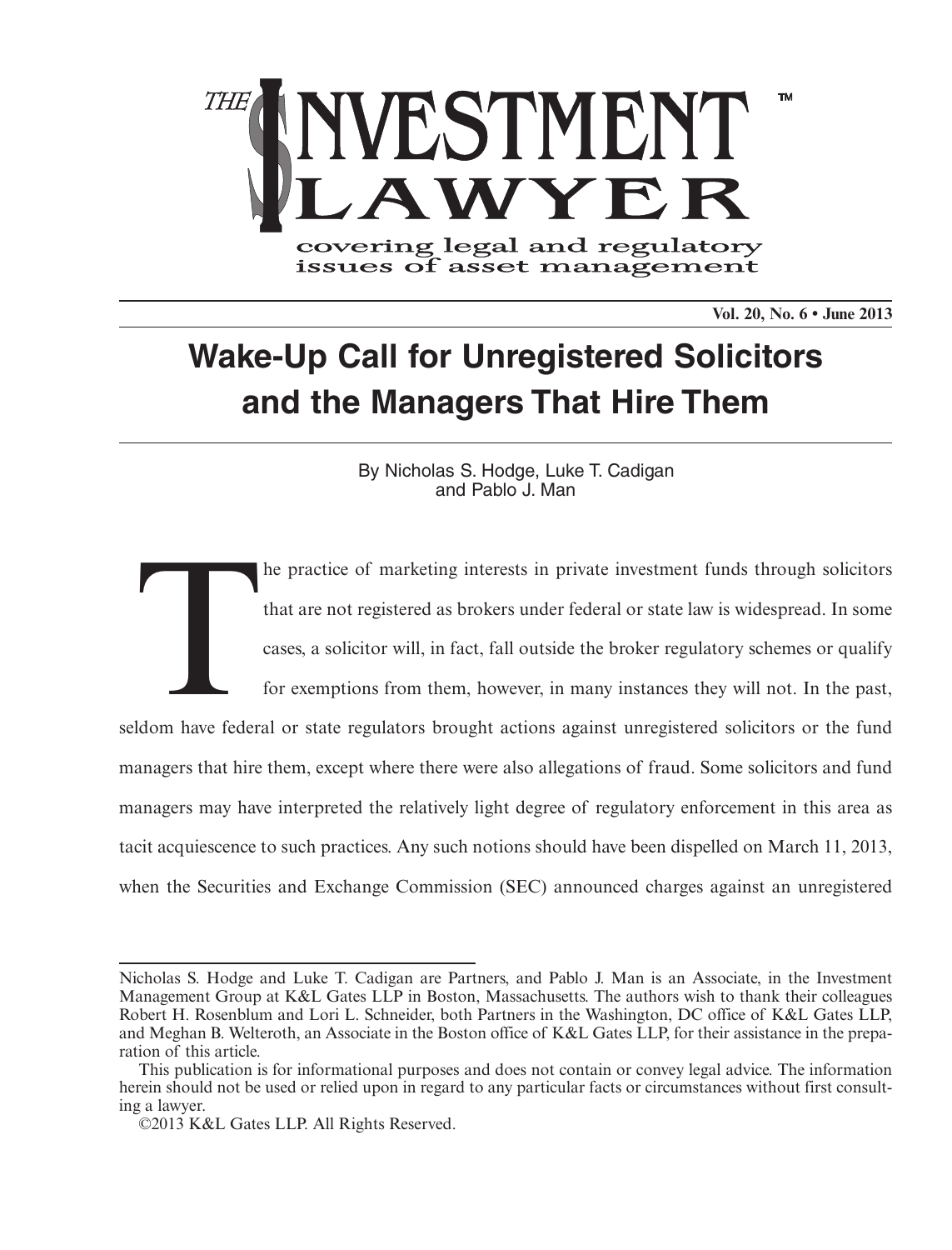# THE INVESTMENT LAWYER

covering legal and regulatory issues of asset management

**Vol. 20, No. 6 • June 2013**

## Wake-Up Call for Unregistered Solicitors and the Managers That Hire Them

By Nicholas S. Hodge, Luke T. Cadigan and Pablo J. Man

The practice of marketing interests in private investment funds through solicitors that are not registered as brokers under federal or state law is widespread. In some cases, a solicitor will, in fact, fall outside the broker regulatory schemes or qualify for exemptions from them, however, in many instances they will not. In the past, seldom have federal or state regulators brought actions against unregistered solicitors or the fund managers that hire them, except where there were also allegations of fraud. Some solicitors and fund managers may have interpreted the relatively light degree of regulatory enforcement in this area as tacit acquiescence to such practices. Any such notions should have been dispelled on March 11, 2013, when the Securities and Exchange Commission (SEC) announced charges against an unregistered

---

Nicholas S. Hodge and Luke T. Cadigan are Partners, and Pablo J. Man is an Associate, in the Investment Management Group at K&L Gates LLP in Boston, Massachusetts. The authors wish to thank their colleagues Robert H. Rosenblum and Lori L. Schneider, both Partners in the Washington, DC office of K&L Gates LLP, and Meghan B. Welteroth, an Associate in the Boston office of K&L Gates LLP, for their assistance in the preparation of this article.

This publication is for informational purposes and does not contain or convey legal advice. The information herein should not be used or relied upon in regard to any particular facts or circumstances without first consulting a lawyer.

©2013 K&L Gates LLP. All Rights Reserved.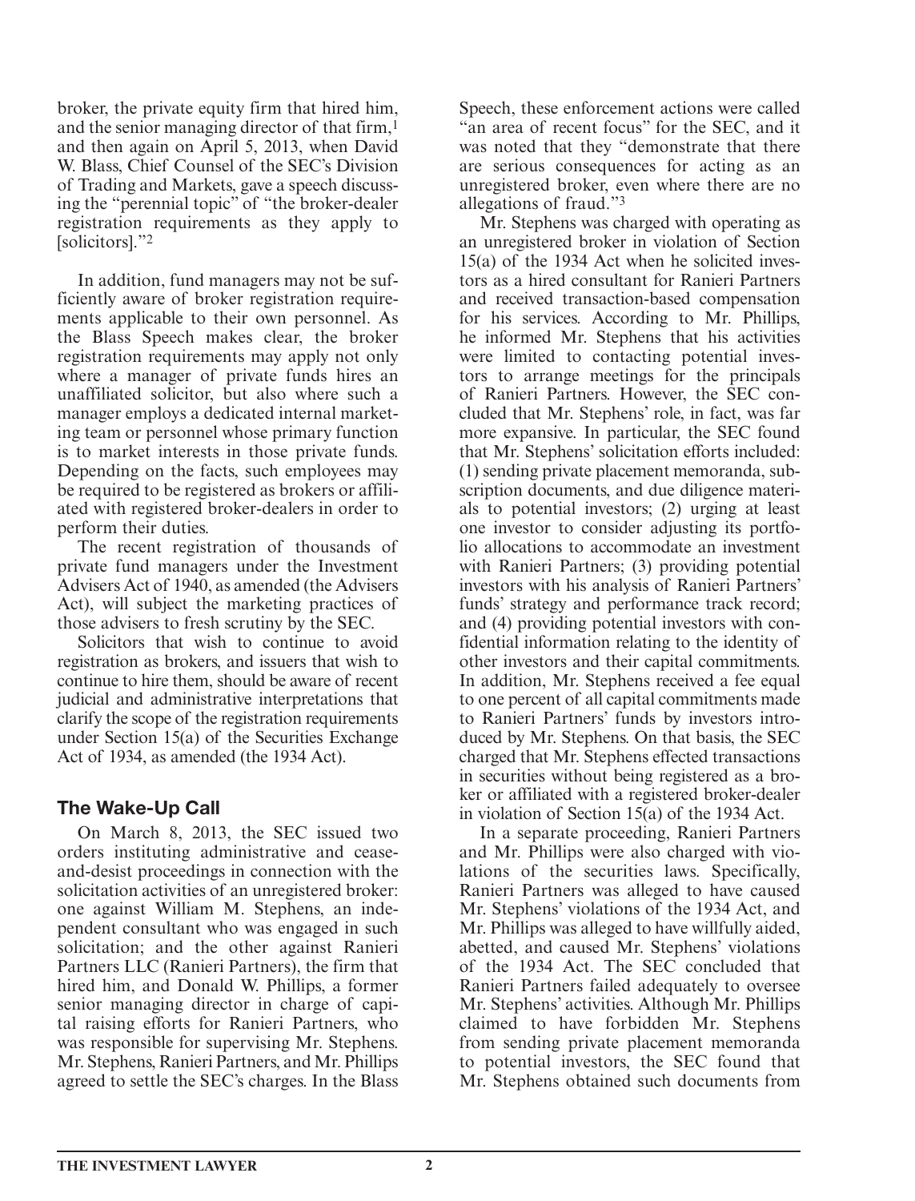broker, the private equity firm that hired him, and the senior managing director of that firm,[1] and then again on April 5, 2013, when David W. Blass, Chief Counsel of the SEC's Division of Trading and Markets, gave a speech discussing the "perennial topic" of "the broker-dealer registration requirements as they apply to [solicitors]."[2]

In addition, fund managers may not be sufficiently aware of broker registration requirements applicable to their own personnel. As the Blass Speech makes clear, the broker registration requirements may apply not only where a manager of private funds hires an unaffiliated solicitor, but also where such a manager employs a dedicated internal marketing team or personnel whose primary function is to market interests in those private funds. Depending on the facts, such employees may be required to be registered as brokers or affiliated with registered broker-dealers in order to perform their duties.

The recent registration of thousands of private fund managers under the Investment Advisers Act of 1940, as amended (the Advisers Act), will subject the marketing practices of those advisers to fresh scrutiny by the SEC.

Solicitors that wish to continue to avoid registration as brokers, and issuers that wish to continue to hire them, should be aware of recent judicial and administrative interpretations that clarify the scope of the registration requirements under Section 15(a) of the Securities Exchange Act of 1934, as amended (the 1934 Act).

## The Wake-Up Call

On March 8, 2013, the SEC issued two orders instituting administrative and cease-and-desist proceedings in connection with the solicitation activities of an unregistered broker: one against William M. Stephens, an independent consultant who was engaged in such solicitation; and the other against Ranieri Partners LLC (Ranieri Partners), the firm that hired him, and Donald W. Phillips, a former senior managing director in charge of capital raising efforts for Ranieri Partners, who was responsible for supervising Mr. Stephens. Mr. Stephens, Ranieri Partners, and Mr. Phillips agreed to settle the SEC's charges. In the Blass Speech, these enforcement actions were called "an area of recent focus" for the SEC, and it was noted that they "demonstrate that there are serious consequences for acting as an unregistered broker, even where there are no allegations of fraud."[3]

Mr. Stephens was charged with operating as an unregistered broker in violation of Section 15(a) of the 1934 Act when he solicited investors as a hired consultant for Ranieri Partners and received transaction-based compensation for his services. According to Mr. Phillips, he informed Mr. Stephens that his activities were limited to contacting potential investors to arrange meetings for the principals of Ranieri Partners. However, the SEC concluded that Mr. Stephens' role, in fact, was far more expansive. In particular, the SEC found that Mr. Stephens' solicitation efforts included: (1) sending private placement memoranda, subscription documents, and due diligence materials to potential investors; (2) urging at least one investor to consider adjusting its portfolio allocations to accommodate an investment with Ranieri Partners; (3) providing potential investors with his analysis of Ranieri Partners' funds' strategy and performance track record; and (4) providing potential investors with confidential information relating to the identity of other investors and their capital commitments. In addition, Mr. Stephens received a fee equal to one percent of all capital commitments made to Ranieri Partners' funds by investors introduced by Mr. Stephens. On that basis, the SEC charged that Mr. Stephens effected transactions in securities without being registered as a broker or affiliated with a registered broker-dealer in violation of Section 15(a) of the 1934 Act.

In a separate proceeding, Ranieri Partners and Mr. Phillips were also charged with violations of the securities laws. Specifically, Ranieri Partners was alleged to have caused Mr. Stephens' violations of the 1934 Act, and Mr. Phillips was alleged to have willfully aided, abetted, and caused Mr. Stephens' violations of the 1934 Act. The SEC concluded that Ranieri Partners failed adequately to oversee Mr. Stephens' activities. Although Mr. Phillips claimed to have forbidden Mr. Stephens from sending private placement memoranda to potential investors, the SEC found that Mr. Stephens obtained such documents from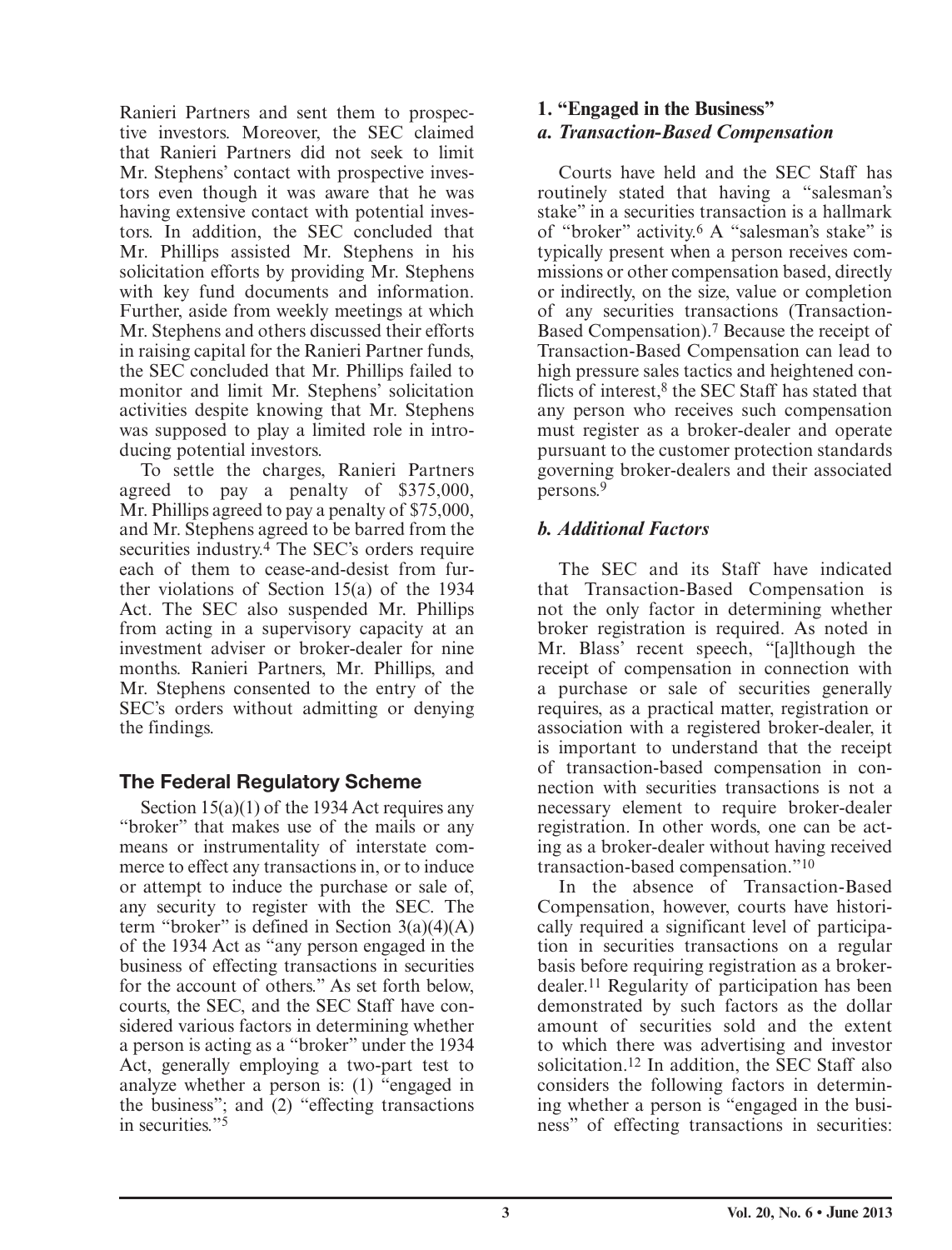Ranieri Partners and sent them to prospective investors. Moreover, the SEC claimed that Ranieri Partners did not seek to limit Mr. Stephens' contact with prospective investors even though it was aware that he was having extensive contact with potential investors. In addition, the SEC concluded that Mr. Phillips assisted Mr. Stephens in his solicitation efforts by providing Mr. Stephens with key fund documents and information. Further, aside from weekly meetings at which Mr. Stephens and others discussed their efforts in raising capital for the Ranieri Partner funds, the SEC concluded that Mr. Phillips failed to monitor and limit Mr. Stephens' solicitation activities despite knowing that Mr. Stephens was supposed to play a limited role in introducing potential investors.

To settle the charges, Ranieri Partners agreed to pay a penalty of \$375,000, Mr. Phillips agreed to pay a penalty of \$75,000, and Mr. Stephens agreed to be barred from the securities industry.[4] The SEC's orders require each of them to cease-and-desist from further violations of Section 15(a) of the 1934 Act. The SEC also suspended Mr. Phillips from acting in a supervisory capacity at an investment adviser or broker-dealer for nine months. Ranieri Partners, Mr. Phillips, and Mr. Stephens consented to the entry of the SEC's orders without admitting or denying the findings.

## The Federal Regulatory Scheme

Section 15(a)(1) of the 1934 Act requires any "broker" that makes use of the mails or any means or instrumentality of interstate commerce to effect any transactions in, or to induce or attempt to induce the purchase or sale of, any security to register with the SEC. The term "broker" is defined in Section 3(a)(4)(A) of the 1934 Act as "any person engaged in the business of effecting transactions in securities for the account of others." As set forth below, courts, the SEC, and the SEC Staff have considered various factors in determining whether a person is acting as a "broker" under the 1934 Act, generally employing a two-part test to analyze whether a person is: (1) "engaged in the business"; and (2) "effecting transactions in securities."[5]

### 1. "Engaged in the Business"

#### *a. Transaction-Based Compensation*

Courts have held and the SEC Staff has routinely stated that having a "salesman's stake" in a securities transaction is a hallmark of "broker" activity.[6] A "salesman's stake" is typically present when a person receives commissions or other compensation based, directly or indirectly, on the size, value or completion of any securities transactions (Transaction-Based Compensation).[7] Because the receipt of Transaction-Based Compensation can lead to high pressure sales tactics and heightened conflicts of interest,[8] the SEC Staff has stated that any person who receives such compensation must register as a broker-dealer and operate pursuant to the customer protection standards governing broker-dealers and their associated persons.[9]

#### *b. Additional Factors*

The SEC and its Staff have indicated that Transaction-Based Compensation is not the only factor in determining whether broker registration is required. As noted in Mr. Blass' recent speech, "[a]lthough the receipt of compensation in connection with a purchase or sale of securities generally requires, as a practical matter, registration or association with a registered broker-dealer, it is important to understand that the receipt of transaction-based compensation in connection with securities transactions is not a necessary element to require broker-dealer registration. In other words, one can be acting as a broker-dealer without having received transaction-based compensation."[10]

In the absence of Transaction-Based Compensation, however, courts have historically required a significant level of participation in securities transactions on a regular basis before requiring registration as a broker-dealer.[11] Regularity of participation has been demonstrated by such factors as the dollar amount of securities sold and the extent to which there was advertising and investor solicitation.[12] In addition, the SEC Staff also considers the following factors in determining whether a person is "engaged in the business" of effecting transactions in securities: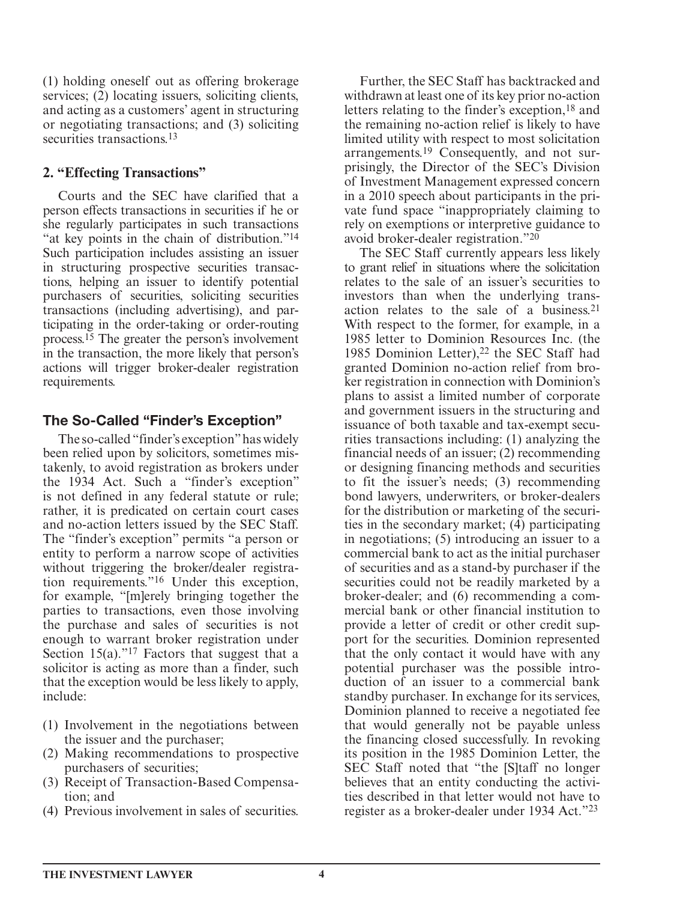(1) holding oneself out as offering brokerage services; (2) locating issuers, soliciting clients, and acting as a customers' agent in structuring or negotiating transactions; and (3) soliciting securities transactions.[13]

### 2. "Effecting Transactions"

Courts and the SEC have clarified that a person effects transactions in securities if he or she regularly participates in such transactions "at key points in the chain of distribution."[14] Such participation includes assisting an issuer in structuring prospective securities transactions, helping an issuer to identify potential purchasers of securities, soliciting securities transactions (including advertising), and participating in the order-taking or order-routing process.[15] The greater the person's involvement in the transaction, the more likely that person's actions will trigger broker-dealer registration requirements.

## The So-Called "Finder's Exception"

The so-called "finder's exception" has widely been relied upon by solicitors, sometimes mistakenly, to avoid registration as brokers under the 1934 Act. Such a "finder's exception" is not defined in any federal statute or rule; rather, it is predicated on certain court cases and no-action letters issued by the SEC Staff. The "finder's exception" permits "a person or entity to perform a narrow scope of activities without triggering the broker/dealer registration requirements."[16] Under this exception, for example, "[m]erely bringing together the parties to transactions, even those involving the purchase and sales of securities is not enough to warrant broker registration under Section 15(a)."[17] Factors that suggest that a solicitor is acting as more than a finder, such that the exception would be less likely to apply, include:

(1) Involvement in the negotiations between the issuer and the purchaser;
(2) Making recommendations to prospective purchasers of securities;
(3) Receipt of Transaction-Based Compensation; and
(4) Previous involvement in sales of securities.

Further, the SEC Staff has backtracked and withdrawn at least one of its key prior no-action letters relating to the finder's exception,[18] and the remaining no-action relief is likely to have limited utility with respect to most solicitation arrangements.[19] Consequently, and not surprisingly, the Director of the SEC's Division of Investment Management expressed concern in a 2010 speech about participants in the private fund space "inappropriately claiming to rely on exemptions or interpretive guidance to avoid broker-dealer registration."[20]

The SEC Staff currently appears less likely to grant relief in situations where the solicitation relates to the sale of an issuer's securities to investors than when the underlying transaction relates to the sale of a business.[21] With respect to the former, for example, in a 1985 letter to Dominion Resources Inc. (the 1985 Dominion Letter),[22] the SEC Staff had granted Dominion no-action relief from broker registration in connection with Dominion's plans to assist a limited number of corporate and government issuers in the structuring and issuance of both taxable and tax-exempt securities transactions including: (1) analyzing the financial needs of an issuer; (2) recommending or designing financing methods and securities to fit the issuer's needs; (3) recommending bond lawyers, underwriters, or broker-dealers for the distribution or marketing of the securities in the secondary market; (4) participating in negotiations; (5) introducing an issuer to a commercial bank to act as the initial purchaser of securities and as a stand-by purchaser if the securities could not be readily marketed by a broker-dealer; and (6) recommending a commercial bank or other financial institution to provide a letter of credit or other credit support for the securities. Dominion represented that the only contact it would have with any potential purchaser was the possible introduction of an issuer to a commercial bank standby purchaser. In exchange for its services, Dominion planned to receive a negotiated fee that would generally not be payable unless the financing closed successfully. In revoking its position in the 1985 Dominion Letter, the SEC Staff noted that "the [S]taff no longer believes that an entity conducting the activities described in that letter would not have to register as a broker-dealer under 1934 Act."[23]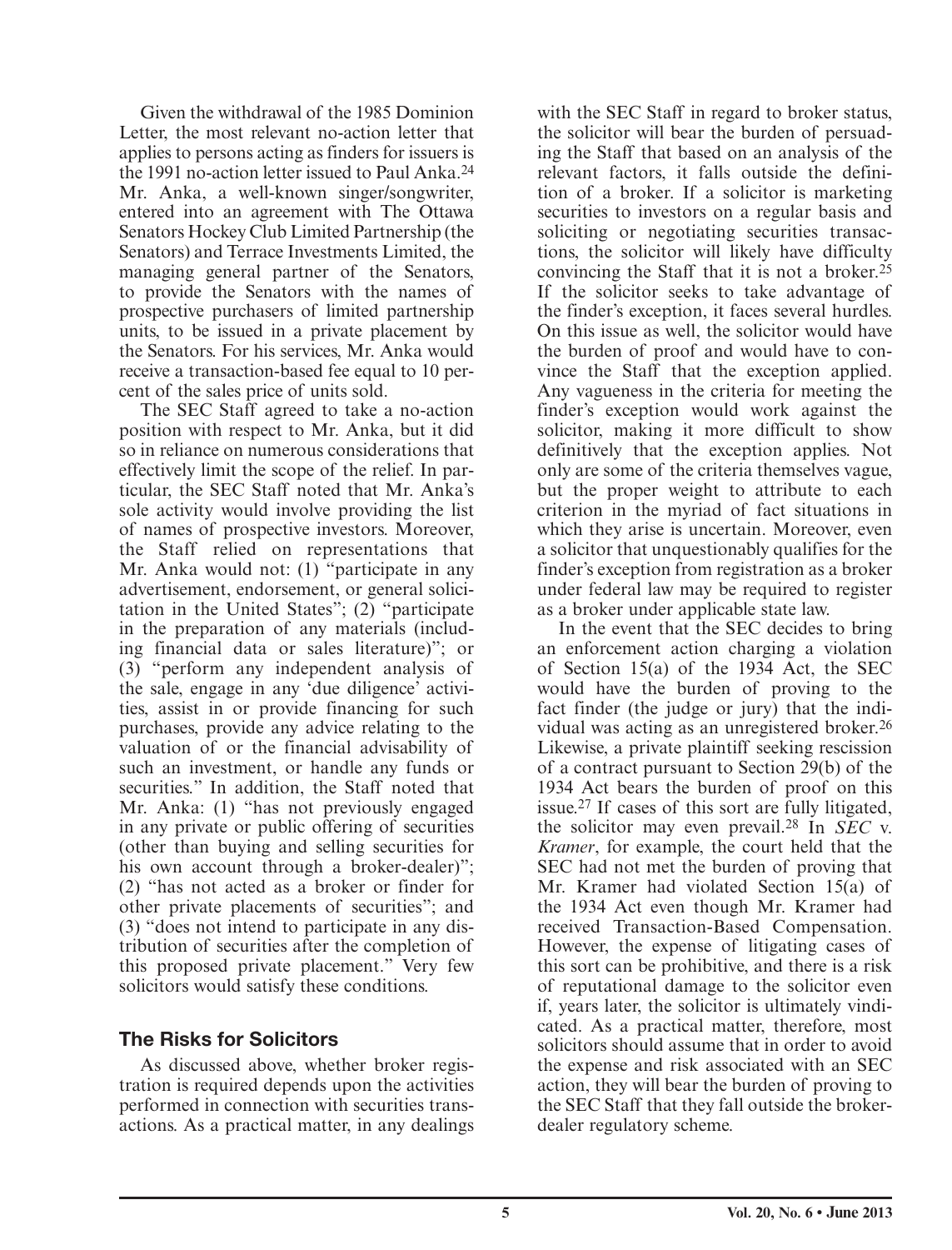Given the withdrawal of the 1985 Dominion Letter, the most relevant no-action letter that applies to persons acting as finders for issuers is the 1991 no-action letter issued to Paul Anka.[24] Mr. Anka, a well-known singer/songwriter, entered into an agreement with The Ottawa Senators Hockey Club Limited Partnership (the Senators) and Terrace Investments Limited, the managing general partner of the Senators, to provide the Senators with the names of prospective purchasers of limited partnership units, to be issued in a private placement by the Senators. For his services, Mr. Anka would receive a transaction-based fee equal to 10 percent of the sales price of units sold.

The SEC Staff agreed to take a no-action position with respect to Mr. Anka, but it did so in reliance on numerous considerations that effectively limit the scope of the relief. In particular, the SEC Staff noted that Mr. Anka's sole activity would involve providing the list of names of prospective investors. Moreover, the Staff relied on representations that Mr. Anka would not: (1) "participate in any advertisement, endorsement, or general solicitation in the United States"; (2) "participate in the preparation of any materials (including financial data or sales literature)"; or (3) "perform any independent analysis of the sale, engage in any 'due diligence' activities, assist in or provide financing for such purchases, provide any advice relating to the valuation of or the financial advisability of such an investment, or handle any funds or securities." In addition, the Staff noted that Mr. Anka: (1) "has not previously engaged in any private or public offering of securities (other than buying and selling securities for his own account through a broker-dealer)"; (2) "has not acted as a broker or finder for other private placements of securities"; and (3) "does not intend to participate in any distribution of securities after the completion of this proposed private placement." Very few solicitors would satisfy these conditions.

## The Risks for Solicitors

As discussed above, whether broker registration is required depends upon the activities performed in connection with securities transactions. As a practical matter, in any dealings with the SEC Staff in regard to broker status, the solicitor will bear the burden of persuading the Staff that based on an analysis of the relevant factors, it falls outside the definition of a broker. If a solicitor is marketing securities to investors on a regular basis and soliciting or negotiating securities transactions, the solicitor will likely have difficulty convincing the Staff that it is not a broker.[25] If the solicitor seeks to take advantage of the finder's exception, it faces several hurdles. On this issue as well, the solicitor would have the burden of proof and would have to convince the Staff that the exception applied. Any vagueness in the criteria for meeting the finder's exception would work against the solicitor, making it more difficult to show definitively that the exception applies. Not only are some of the criteria themselves vague, but the proper weight to attribute to each criterion in the myriad of fact situations in which they arise is uncertain. Moreover, even a solicitor that unquestionably qualifies for the finder's exception from registration as a broker under federal law may be required to register as a broker under applicable state law.

In the event that the SEC decides to bring an enforcement action charging a violation of Section 15(a) of the 1934 Act, the SEC would have the burden of proving to the fact finder (the judge or jury) that the individual was acting as an unregistered broker.[26] Likewise, a private plaintiff seeking rescission of a contract pursuant to Section 29(b) of the 1934 Act bears the burden of proof on this issue.[27] If cases of this sort are fully litigated, the solicitor may even prevail.[28] In *SEC* v. *Kramer*, for example, the court held that the SEC had not met the burden of proving that Mr. Kramer had violated Section 15(a) of the 1934 Act even though Mr. Kramer had received Transaction-Based Compensation. However, the expense of litigating cases of this sort can be prohibitive, and there is a risk of reputational damage to the solicitor even if, years later, the solicitor is ultimately vindicated. As a practical matter, therefore, most solicitors should assume that in order to avoid the expense and risk associated with an SEC action, they will bear the burden of proving to the SEC Staff that they fall outside the broker-dealer regulatory scheme.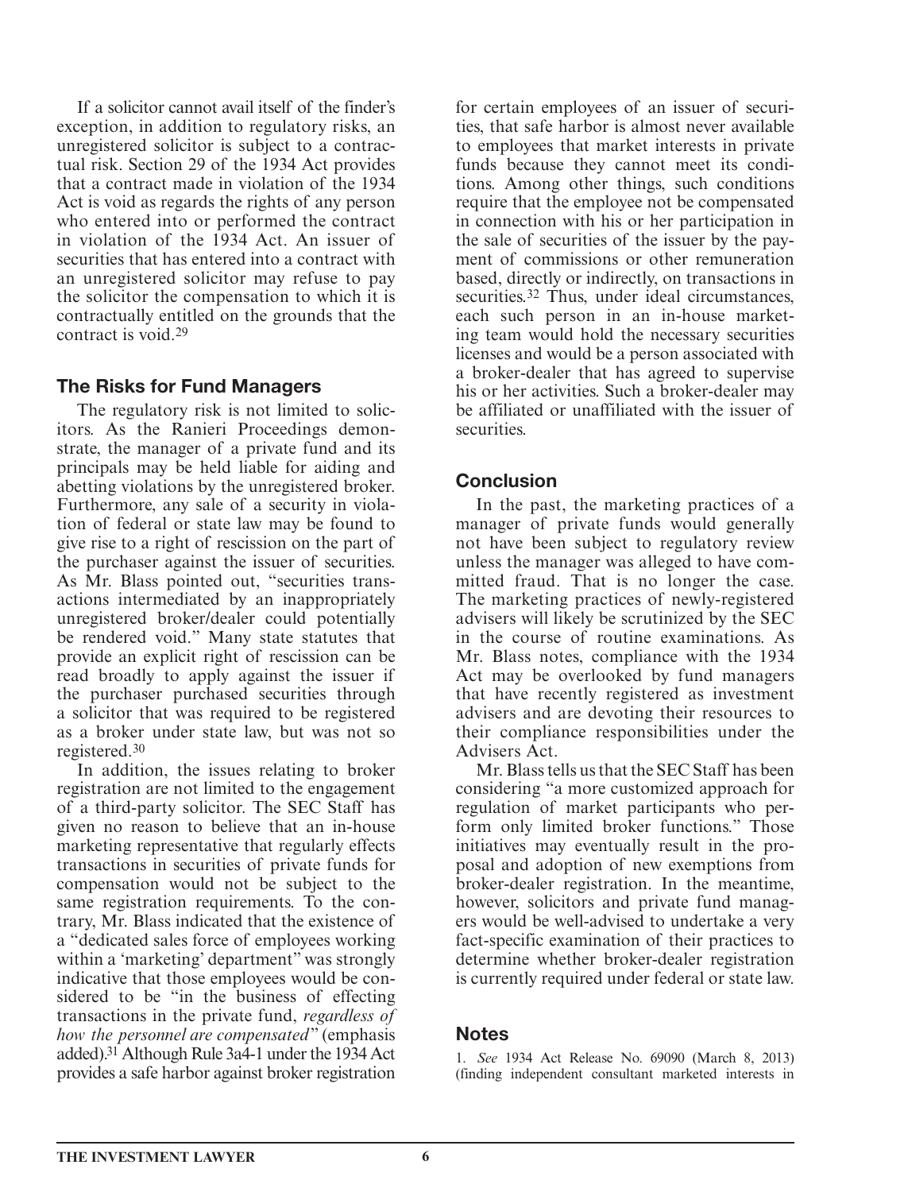If a solicitor cannot avail itself of the finder's exception, in addition to regulatory risks, an unregistered solicitor is subject to a contractual risk. Section 29 of the 1934 Act provides that a contract made in violation of the 1934 Act is void as regards the rights of any person who entered into or performed the contract in violation of the 1934 Act. An issuer of securities that has entered into a contract with an unregistered solicitor may refuse to pay the solicitor the compensation to which it is contractually entitled on the grounds that the contract is void.[29]

### The Risks for Fund Managers

The regulatory risk is not limited to solicitors. As the Ranieri Proceedings demonstrate, the manager of a private fund and its principals may be held liable for aiding and abetting violations by the unregistered broker. Furthermore, any sale of a security in violation of federal or state law may be found to give rise to a right of rescission on the part of the purchaser against the issuer of securities. As Mr. Blass pointed out, "securities transactions intermediated by an inappropriately unregistered broker/dealer could potentially be rendered void." Many state statutes that provide an explicit right of rescission can be read broadly to apply against the issuer if the purchaser purchased securities through a solicitor that was required to be registered as a broker under state law, but was not so registered.[30]

In addition, the issues relating to broker registration are not limited to the engagement of a third-party solicitor. The SEC Staff has given no reason to believe that an in-house marketing representative that regularly effects transactions in securities of private funds for compensation would not be subject to the same registration requirements. To the contrary, Mr. Blass indicated that the existence of a "dedicated sales force of employees working within a 'marketing' department" was strongly indicative that those employees would be considered to be "in the business of effecting transactions in the private fund, *regardless of how the personnel are compensated*" (emphasis added).[31] Although Rule 3a4-1 under the 1934 Act provides a safe harbor against broker registration for certain employees of an issuer of securities, that safe harbor is almost never available to employees that market interests in private funds because they cannot meet its conditions. Among other things, such conditions require that the employee not be compensated in connection with his or her participation in the sale of securities of the issuer by the payment of commissions or other remuneration based, directly or indirectly, on transactions in securities.[32] Thus, under ideal circumstances, each such person in an in-house marketing team would hold the necessary securities licenses and would be a person associated with a broker-dealer that has agreed to supervise his or her activities. Such a broker-dealer may be affiliated or unaffiliated with the issuer of securities.

### Conclusion

In the past, the marketing practices of a manager of private funds would generally not have been subject to regulatory review unless the manager was alleged to have committed fraud. That is no longer the case. The marketing practices of newly-registered advisers will likely be scrutinized by the SEC in the course of routine examinations. As Mr. Blass notes, compliance with the 1934 Act may be overlooked by fund managers that have recently registered as investment advisers and are devoting their resources to their compliance responsibilities under the Advisers Act.

Mr. Blass tells us that the SEC Staff has been considering "a more customized approach for regulation of market participants who perform only limited broker functions." Those initiatives may eventually result in the proposal and adoption of new exemptions from broker-dealer registration. In the meantime, however, solicitors and private fund managers would be well-advised to undertake a very fact-specific examination of their practices to determine whether broker-dealer registration is currently required under federal or state law.

### Notes

1. *See* 1934 Act Release No. 69090 (March 8, 2013) (finding independent consultant marketed interests in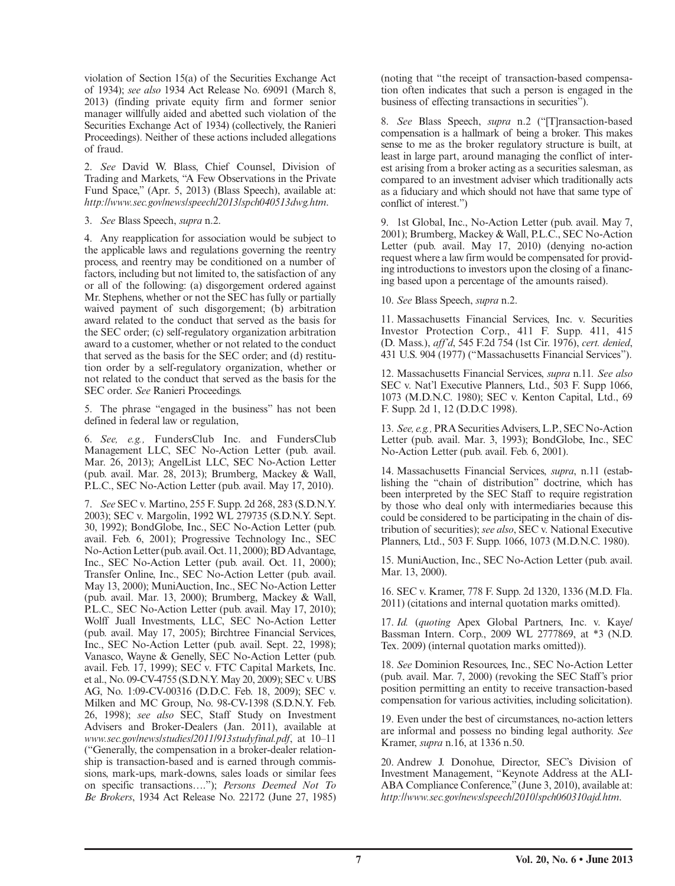violation of Section 15(a) of the Securities Exchange Act of 1934); *see also* 1934 Act Release No. 69091 (March 8, 2013) (finding private equity firm and former senior manager willfully aided and abetted such violation of the Securities Exchange Act of 1934) (collectively, the Ranieri Proceedings). Neither of these actions included allegations of fraud.

2. *See* David W. Blass, Chief Counsel, Division of Trading and Markets, "A Few Observations in the Private Fund Space," (Apr. 5, 2013) (Blass Speech), available at: *http://www.sec.gov/news/speech/2013/spch040513dwg.htm*.

3. *See* Blass Speech, *supra* n.2.

4. Any reapplication for association would be subject to the applicable laws and regulations governing the reentry process, and reentry may be conditioned on a number of factors, including but not limited to, the satisfaction of any or all of the following: (a) disgorgement ordered against Mr. Stephens, whether or not the SEC has fully or partially waived payment of such disgorgement; (b) arbitration award related to the conduct that served as the basis for the SEC order; (c) self-regulatory organization arbitration award to a customer, whether or not related to the conduct that served as the basis for the SEC order; and (d) restitution order by a self-regulatory organization, whether or not related to the conduct that served as the basis for the SEC order. *See* Ranieri Proceedings.

5. The phrase "engaged in the business" has not been defined in federal law or regulation,

6. *See, e.g.,* FundersClub Inc. and FundersClub Management LLC, SEC No-Action Letter (pub. avail. Mar. 26, 2013); AngelList LLC, SEC No-Action Letter (pub. avail. Mar. 28, 2013); Brumberg, Mackey & Wall, P.L.C., SEC No-Action Letter (pub. avail. May 17, 2010).

7. *See* SEC v. Martino, 255 F. Supp. 2d 268, 283 (S.D.N.Y. 2003); SEC v. Margolin, 1992 WL 279735 (S.D.N.Y. Sept. 30, 1992); BondGlobe, Inc., SEC No-Action Letter (pub. avail. Feb. 6, 2001); Progressive Technology Inc., SEC No-Action Letter (pub. avail. Oct. 11, 2000); BD Advantage, Inc., SEC No-Action Letter (pub. avail. Oct. 11, 2000); Transfer Online, Inc., SEC No-Action Letter (pub. avail. May 13, 2000); MuniAuction, Inc., SEC No-Action Letter (pub. avail. Mar. 13, 2000); Brumberg, Mackey & Wall, P.L.C., SEC No-Action Letter (pub. avail. May 17, 2010); Wolff Juall Investments, LLC, SEC No-Action Letter (pub. avail. May 17, 2005); Birchtree Financial Services, Inc., SEC No-Action Letter (pub. avail. Sept. 22, 1998); Vanasco, Wayne & Genelly, SEC No-Action Letter (pub. avail. Feb. 17, 1999); SEC v. FTC Capital Markets, Inc. et al., No. 09-CV-4755 (S.D.N.Y. May 20, 2009); SEC v. UBS AG, No. 1:09-CV-00316 (D.D.C. Feb. 18, 2009); SEC v. Milken and MC Group, No. 98-CV-1398 (S.D.N.Y. Feb. 26, 1998); *see also* SEC, Staff Study on Investment Advisers and Broker-Dealers (Jan. 2011), available at *www.sec.gov/news/studies/2011/913studyfinal.pdf*, at 10–11 ("Generally, the compensation in a broker-dealer relationship is transaction-based and is earned through commissions, mark-ups, mark-downs, sales loads or similar fees on specific transactions…."); *Persons Deemed Not To Be Brokers*, 1934 Act Release No. 22172 (June 27, 1985) (noting that "the receipt of transaction-based compensation often indicates that such a person is engaged in the business of effecting transactions in securities").

8. *See* Blass Speech, *supra* n.2 ("[T]ransaction-based compensation is a hallmark of being a broker. This makes sense to me as the broker regulatory structure is built, at least in large part, around managing the conflict of interest arising from a broker acting as a securities salesman, as compared to an investment adviser which traditionally acts as a fiduciary and which should not have that same type of conflict of interest.")

9. 1st Global, Inc., No-Action Letter (pub. avail. May 7, 2001); Brumberg, Mackey & Wall, P.L.C., SEC No-Action Letter (pub. avail. May 17, 2010) (denying no-action request where a law firm would be compensated for providing introductions to investors upon the closing of a financing based upon a percentage of the amounts raised).

10. *See* Blass Speech, *supra* n.2.

11. Massachusetts Financial Services, Inc. v. Securities Investor Protection Corp., 411 F. Supp. 411, 415 (D. Mass.), *aff'd*, 545 F.2d 754 (1st Cir. 1976), *cert. denied*, 431 U.S. 904 (1977) ("Massachusetts Financial Services").

12. Massachusetts Financial Services, *supra* n.11*. See also* SEC v. Nat'l Executive Planners, Ltd., 503 F. Supp 1066, 1073 (M.D.N.C. 1980); SEC v. Kenton Capital, Ltd., 69 F. Supp. 2d 1, 12 (D.D.C 1998).

13. *See, e.g.,* PRA Securities Advisers, L.P., SEC No-Action Letter (pub. avail. Mar. 3, 1993); BondGlobe, Inc., SEC No-Action Letter (pub. avail. Feb. 6, 2001).

14. Massachusetts Financial Services, *supra*, n.11 (establishing the "chain of distribution" doctrine, which has been interpreted by the SEC Staff to require registration by those who deal only with intermediaries because this could be considered to be participating in the chain of distribution of securities); *see also*, SEC v. National Executive Planners, Ltd., 503 F. Supp. 1066, 1073 (M.D.N.C. 1980).

15. MuniAuction, Inc., SEC No-Action Letter (pub. avail. Mar. 13, 2000).

16. SEC v. Kramer, 778 F. Supp. 2d 1320, 1336 (M.D. Fla. 2011) (citations and internal quotation marks omitted).

17. *Id.* (*quoting* Apex Global Partners, Inc. v. Kaye/Bassman Intern. Corp., 2009 WL 2777869, at *3 (N.D. Tex. 2009) (internal quotation marks omitted)).

18. *See* Dominion Resources, Inc., SEC No-Action Letter (pub. avail. Mar. 7, 2000) (revoking the SEC Staff's prior position permitting an entity to receive transaction-based compensation for various activities, including solicitation).

19. Even under the best of circumstances, no-action letters are informal and possess no binding legal authority. *See* Kramer, *supra* n.16, at 1336 n.50.

20. Andrew J. Donohue, Director, SEC's Division of Investment Management, "Keynote Address at the ALI-ABA Compliance Conference," (June 3, 2010), available at: *http://www.sec.gov/news/speech/2010/spch060310ajd.htm*.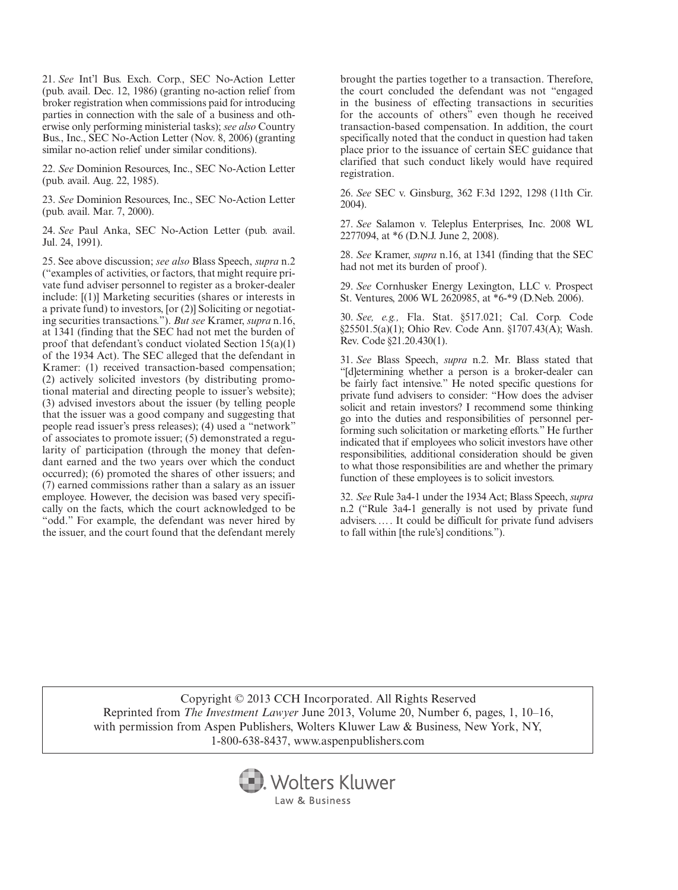21. *See* Int'l Bus. Exch. Corp., SEC No-Action Letter (pub. avail. Dec. 12, 1986) (granting no-action relief from broker registration when commissions paid for introducing parties in connection with the sale of a business and otherwise only performing ministerial tasks); *see also* Country Bus., Inc., SEC No-Action Letter (Nov. 8, 2006) (granting similar no-action relief under similar conditions).

22. *See* Dominion Resources, Inc., SEC No-Action Letter (pub. avail. Aug. 22, 1985).

23. *See* Dominion Resources, Inc., SEC No-Action Letter (pub. avail. Mar. 7, 2000).

24. *See* Paul Anka, SEC No-Action Letter (pub. avail. Jul. 24, 1991).

25. See above discussion; *see also* Blass Speech, *supra* n.2 ("examples of activities, or factors, that might require private fund adviser personnel to register as a broker-dealer include: [(1)] Marketing securities (shares or interests in a private fund) to investors, [or (2)] Soliciting or negotiating securities transactions."). *But see* Kramer, *supra* n.16, at 1341 (finding that the SEC had not met the burden of proof that defendant's conduct violated Section 15(a)(1) of the 1934 Act). The SEC alleged that the defendant in Kramer: (1) received transaction-based compensation; (2) actively solicited investors (by distributing promotional material and directing people to issuer's website); (3) advised investors about the issuer (by telling people that the issuer was a good company and suggesting that people read issuer's press releases); (4) used a "network" of associates to promote issuer; (5) demonstrated a regularity of participation (through the money that defendant earned and the two years over which the conduct occurred); (6) promoted the shares of other issuers; and (7) earned commissions rather than a salary as an issuer employee. However, the decision was based very specifically on the facts, which the court acknowledged to be "odd." For example, the defendant was never hired by the issuer, and the court found that the defendant merely brought the parties together to a transaction. Therefore, the court concluded the defendant was not "engaged in the business of effecting transactions in securities for the accounts of others" even though he received transaction-based compensation. In addition, the court specifically noted that the conduct in question had taken place prior to the issuance of certain SEC guidance that clarified that such conduct likely would have required registration.

26. *See* SEC v. Ginsburg, 362 F.3d 1292, 1298 (11th Cir. 2004).

27. *See* Salamon v. Teleplus Enterprises, Inc. 2008 WL 2277094, at *6 (D.N.J. June 2, 2008).

28. *See* Kramer, *supra* n.16, at 1341 (finding that the SEC had not met its burden of proof).

29. *See* Cornhusker Energy Lexington, LLC v. Prospect St. Ventures, 2006 WL 2620985, at *6-*9 (D.Neb. 2006).

30. *See, e.g.,* Fla. Stat. §517.021; Cal. Corp. Code §25501.5(a)(1); Ohio Rev. Code Ann. §1707.43(A); Wash. Rev. Code §21.20.430(1).

31. *See* Blass Speech, *supra* n.2. Mr. Blass stated that "[d]etermining whether a person is a broker-dealer can be fairly fact intensive." He noted specific questions for private fund advisers to consider: "How does the adviser solicit and retain investors? I recommend some thinking go into the duties and responsibilities of personnel performing such solicitation or marketing efforts." He further indicated that if employees who solicit investors have other responsibilities, additional consideration should be given to what those responsibilities are and whether the primary function of these employees is to solicit investors.

32. *See* Rule 3a4-1 under the 1934 Act; Blass Speech, *supra* n.2 ("Rule 3a4-1 generally is not used by private fund advisers.…. It could be difficult for private fund advisers to fall within [the rule's] conditions.").

Copyright © 2013 CCH Incorporated. All Rights Reserved
Reprinted from *The Investment Lawyer* June 2013, Volume 20, Number 6, pages, 1, 10–16, with permission from Aspen Publishers, Wolters Kluwer Law & Business, New York, NY, 1-800-638-8437, www.aspenpublishers.com

Wolters Kluwer
Law & Business